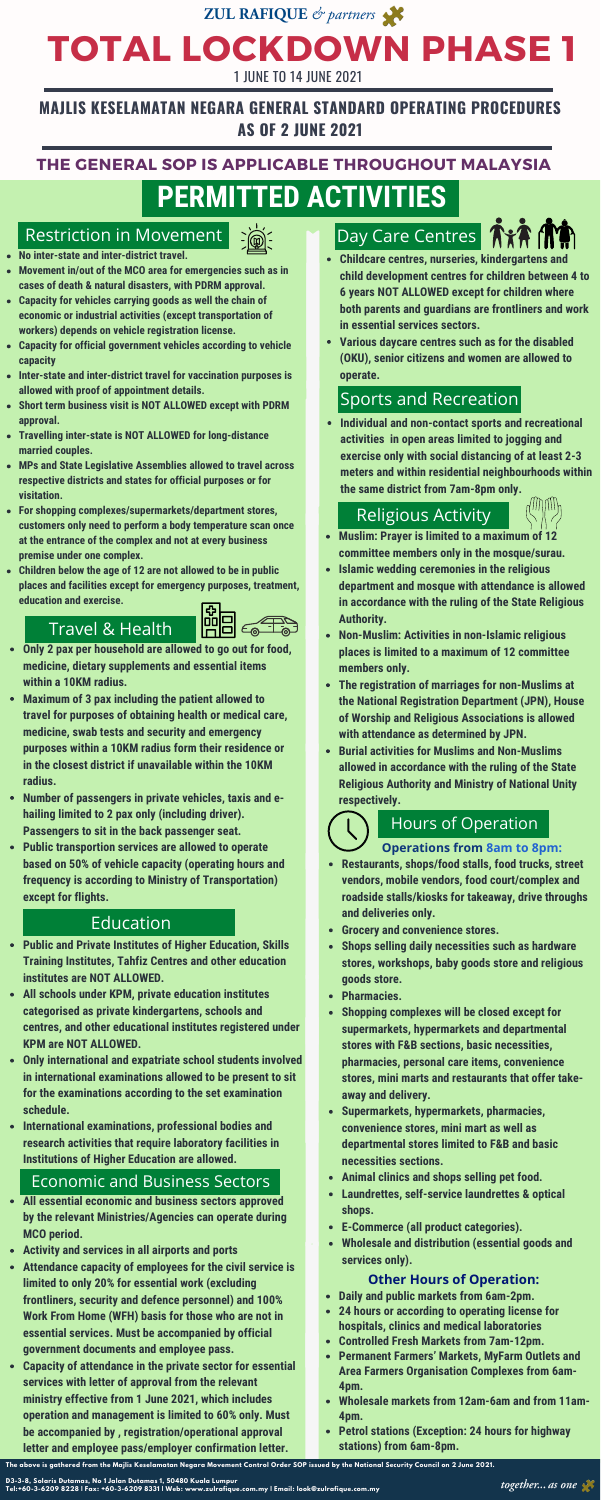ZUL RAFIQUE & partners

# TOTAL LOCKDOWN PHASE 1

1 JUNE TO 14 JUNE 2021

## MAJLIS KESELAMATAN NEGARA GENERAL STANDARD OPERATING PROCEDURES AS OF 2 JUNE 2021

### THE GENERAL SOP IS APPLICABLE THROUGHOUT MALAYSIA

# PERMITTED ACTIVITIES

## Restriction in Movement

- **No inter-state and inter-district travel.**
- **Movement in/out of the MCO area for emergencies such as in cases of death & natural disasters, with PDRM approval.**
- **Capacity for vehicles carrying goods as well the chain of economic or industrial activities (except transportation of workers) depends on vehicle registration license.**
- **Capacity for official government vehicles according to vehicle capacity**
- **Inter-state and inter-district travel for vaccination purposes is allowed with proof of appointment details.**
- **Short term business visit is NOT ALLOWED except with PDRM approval.**
- **Travelling inter-state is NOT ALLOWED for long-distance married couples.**
- **MPs and State Legislative Assemblies allowed to travel across respective districts and states for official purposes or for visitation.**
- **For shopping complexes/supermarkets/department stores, customers only need to perform a body temperature scan once at the entrance of the complex and not at every business premise under one complex.**
- **Children below the age of 12 are not allowed to be in public places and facilities except for emergency purposes, treatment, education and exercise.**

## Travel & Health

- **Only 2 pax per household are allowed to go out for food, medicine, dietary supplements and essential items within a 10KM radius.**
- **Maximum of 3 pax including the patient allowed to travel for purposes of obtaining health or medical care, medicine, swab tests and security and emergency purposes within a 10KM radius form their residence or in the closest district if unavailable within the 10KM radius.**
- **Number of passengers in private vehicles, taxis and e-hailing limited to 2 pax only (including driver). Passengers to sit in the back passenger seat.**
- **Public transportion services are allowed to operate based on 50% of vehicle capacity (operating hours and frequency is according to Ministry of Transportation) except for flights.**

## Education

- **Public and Private Institutes of Higher Education, Skills Training Institutes, Tahfiz Centres and other education institutes are NOT ALLOWED.**
- **All schools under KPM, private education institutes categorised as private kindergartens, schools and centres, and other educational institutes registered under KPM are NOT ALLOWED.**
- **Only international and expatriate school students involved in international examinations allowed to be present to sit for the examinations according to the set examination schedule.**
- **International examinations, professional bodies and research activities that require laboratory facilities in Institutions of Higher Education are allowed.**

## Economic and Business Sectors

- **All essential economic and business sectors approved by the relevant Ministries/Agencies can operate during MCO period.**
- **Activity and services in all airports and ports**
- **Attendance capacity of employees for the civil service is limited to only 20% for essential work (excluding frontliners, security and defence personnel) and 100% Work From Home (WFH) basis for those who are not in essential services. Must be accompanied by official government documents and employee pass.**
- **Capacity of attendance in the private sector for essential services with letter of approval from the relevant ministry effective from 1 June 2021, which includes operation and management is limited to 60% only. Must be accompanied by , registration/operational approval letter and employee pass/employer confirmation letter.**

## Day Care Centres

- **Childcare centres, nurseries, kindergartens and child development centres for children between 4 to 6 years NOT ALLOWED except for children where both parents and guardians are frontliners and work in essential services sectors.**
- **Various daycare centres such as for the disabled (OKU), senior citizens and women are allowed to operate.**

## Sports and Recreation

- **Individual and non-contact sports and recreational activities in open areas limited to jogging and exercise only with social distancing of at least 2-3 meters and within residential neighbourhoods within the same district from 7am-8pm only.**

## Religious Activity

- **Muslim: Prayer is limited to a maximum of 12 committee members only in the mosque/surau.**
- **Islamic wedding ceremonies in the religious department and mosque with attendance is allowed in accordance with the ruling of the State Religious Authority.**
- **Non-Muslim: Activities in non-Islamic religious places is limited to a maximum of 12 committee members only.**
- **The registration of marriages for non-Muslims at the National Registration Department (JPN), House of Worship and Religious Associations is allowed with attendance as determined by JPN.**
- **Burial activities for Muslims and Non-Muslims allowed in accordance with the ruling of the State Religious Authority and Ministry of National Unity respectively.**

## Hours of Operation

**Operations from 8am to 8pm:**

- **Restaurants, shops/food stalls, food trucks, street vendors, mobile vendors, food court/complex and roadside stalls/kiosks for takeaway, drive throughs and deliveries only.**
- **Grocery and convenience stores.**
- **Shops selling daily necessities such as hardware stores, workshops, baby goods store and religious goods store.**
- **Pharmacies.**
- **Shopping complexes will be closed except for supermarkets, hypermarkets and departmental stores with F&B sections, basic necessities, pharmacies, personal care items, convenience stores, mini marts and restaurants that offer take-away and delivery.**
- **Supermarkets, hypermarkets, pharmacies, convenience stores, mini mart as well as departmental stores limited to F&B and basic necessities sections.**
- **Animal clinics and shops selling pet food.**
- **Laundrettes, self-service laundrettes & optical shops.**
- **E-Commerce (all product categories).**
- **Wholesale and distribution (essential goods and services only).**

**Other Hours of Operation:**

- **Daily and public markets from 6am-2pm.**
- **24 hours or according to operating license for hospitals, clinics and medical laboratories**
- **Controlled Fresh Markets from 7am-12pm.**
- **Permanent Farmers' Markets, MyFarm Outlets and Area Farmers Organisation Complexes from 6am-4pm.**
- **Wholesale markets from 12am-6am and from 11am-4pm.**
- **Petrol stations (Exception: 24 hours for highway stations) from 6am-8pm.**

**The above is gathered from the Majlis Keselamatan Negara Movement Control Order SOP issued by the National Security Council on 2 June 2021.**

D3-3-8, Solaris Dutamas, No 1 Jalan Dutamas 1, 50480 Kuala Lumpur
Tel:+60-3-6209 8228 | Fax: +60-3-6209 8331 | Web: www.zulrafique.com.my | Email: look@zulrafique.com.my

*together... as one*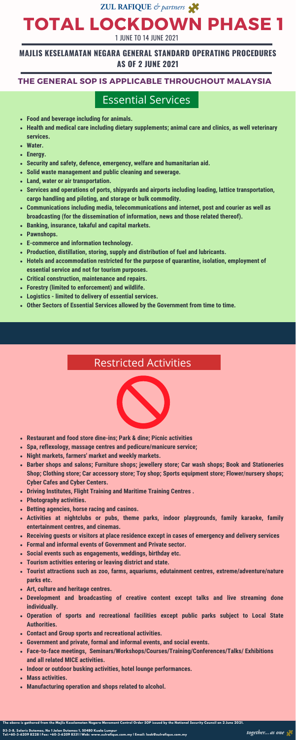**ZUL RAFIQUE** *& partners*

# TOTAL LOCKDOWN PHASE 1

1 JUNE TO 14 JUNE 2021

## MAJLIS KESELAMATAN NEGARA GENERAL STANDARD OPERATING PROCEDURES AS OF 2 JUNE 2021

### THE GENERAL SOP IS APPLICABLE THROUGHOUT MALAYSIA

## Essential Services

- **Food and beverage including for animals.**
- **Health and medical care including dietary supplements; animal care and clinics, as well veterinary services.**
- **Water.**
- **Energy.**
- **Security and safety, defence, emergency, welfare and humanitarian aid.**
- **Solid waste management and public cleaning and sewerage.**
- **Land, water or air transportation.**
- **Services and operations of ports, shipyards and airports including loading, lattice transportation, cargo handling and piloting, and storage or bulk commodity.**
- **Communications including media, telecommunications and internet, post and courier as well as broadcasting (for the dissemination of information, news and those related thereof).**
- **Banking, insurance, takaful and capital markets.**
- **Pawnshops.**
- **E-commerce and information technology.**
- **Production, distillation, storing, supply and distribution of fuel and lubricants.**
- **Hotels and accommodation restricted for the purpose of quarantine, isolation, employment of essential service and not for tourism purposes.**
- **Critical construction, maintenance and repairs.**
- **Forestry (limited to enforcement) and wildlife.**
- **Logistics - limited to delivery of essential services.**
- **Other Sectors of Essential Services allowed by the Government from time to time.**

## Restricted Activities

- **Restaurant and food store dine-ins; Park & dine; Picnic activities**
- **Spa, reflexology, massage centres and pedicure/manicure service;**
- **Night markets, farmers' market and weekly markets.**
- **Barber shops and salons; Furniture shops; jewellery store; Car wash shops; Book and Stationeries Shop; Clothing store; Car accessory store; Toy shop; Sports equipment store; Flower/nursery shops; Cyber Cafes and Cyber Centers.**
- **Driving Institutes, Flight Training and Maritime Training Centres .**
- **Photography activities.**
- **Betting agencies, horse racing and casinos.**
- **Activities at nightclubs or pubs, theme parks, indoor playgrounds, family karaoke, family entertainment centres, and cinemas.**
- **Receiving guests or visitors at place residence except in cases of emergency and delivery services**
- **Formal and informal events of Government and Private sector.**
- **Social events such as engagements, weddings, birthday etc.**
- **Tourism activities entering or leaving district and state.**
- **Tourist attractions such as zoo, farms, aquariums, edutainment centres, extreme/adventure/nature parks etc.**
- **Art, culture and heritage centres.**
- **Development and broadcasting of creative content except talks and live streaming done individually.**
- **Operation of sports and recreational facilities except public parks subject to Local State Authorities.**
- **Contact and Group sports and recreational activities.**
- **Government and private, formal and informal events, and social events.**
- **Face-to-face meetings, Seminars/Workshops/Courses/Training/Conferences/Talks/ Exhibitions and all related MICE activities.**
- **Indoor or outdoor busking activities, hotel lounge performances.**
- **Mass activities.**
- **Manufacturing operation and shops related to alcohol.**

**The above is gathered from the Majlis Keselamatan Negara Movement Control Order SOP issued by the National Security Council on 2 June 2021.**

D3-3-8, Solaris Dutamas, No 1 Jalan Dutamas 1, 50480 Kuala Lumpur
Tel:+60-3-6209 8228 | Fax: +60-3-6209 8331 | Web: www.zulrafique.com.my | Email: look@zulrafique.com.my

*together... as one*